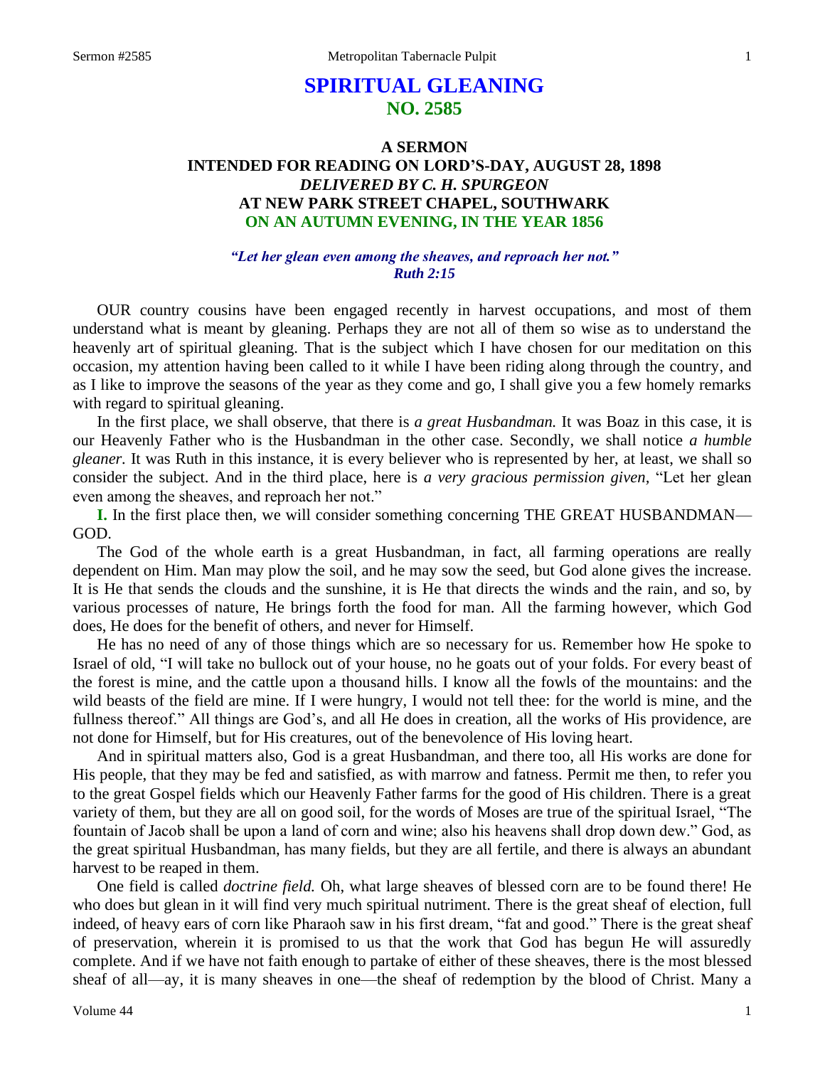# SPIRITUAL GLEANING
## NO. 2585

### A SERMON
### INTENDED FOR READING ON LORD'S-DAY, AUGUST 28, 1898
### *DELIVERED BY C. H. SPURGEON*
### AT NEW PARK STREET CHAPEL, SOUTHWARK
### ON AN AUTUMN EVENING, IN THE YEAR 1856

***"Let her glean even among the sheaves, and reproach her not."***
***Ruth 2:15***

OUR country cousins have been engaged recently in harvest occupations, and most of them understand what is meant by gleaning. Perhaps they are not all of them so wise as to understand the heavenly art of spiritual gleaning. That is the subject which I have chosen for our meditation on this occasion, my attention having been called to it while I have been riding along through the country, and as I like to improve the seasons of the year as they come and go, I shall give you a few homely remarks with regard to spiritual gleaning.

In the first place, we shall observe, that there is *a great Husbandman.* It was Boaz in this case, it is our Heavenly Father who is the Husbandman in the other case. Secondly, we shall notice *a humble gleaner.* It was Ruth in this instance, it is every believer who is represented by her, at least, we shall so consider the subject. And in the third place, here is *a very gracious permission given,* "Let her glean even among the sheaves, and reproach her not."

**I.** In the first place then, we will consider something concerning THE GREAT HUSBANDMAN—GOD.

The God of the whole earth is a great Husbandman, in fact, all farming operations are really dependent on Him. Man may plow the soil, and he may sow the seed, but God alone gives the increase. It is He that sends the clouds and the sunshine, it is He that directs the winds and the rain, and so, by various processes of nature, He brings forth the food for man. All the farming however, which God does, He does for the benefit of others, and never for Himself.

He has no need of any of those things which are so necessary for us. Remember how He spoke to Israel of old, "I will take no bullock out of your house, no he goats out of your folds. For every beast of the forest is mine, and the cattle upon a thousand hills. I know all the fowls of the mountains: and the wild beasts of the field are mine. If I were hungry, I would not tell thee: for the world is mine, and the fullness thereof." All things are God's, and all He does in creation, all the works of His providence, are not done for Himself, but for His creatures, out of the benevolence of His loving heart.

And in spiritual matters also, God is a great Husbandman, and there too, all His works are done for His people, that they may be fed and satisfied, as with marrow and fatness. Permit me then, to refer you to the great Gospel fields which our Heavenly Father farms for the good of His children. There is a great variety of them, but they are all on good soil, for the words of Moses are true of the spiritual Israel, "The fountain of Jacob shall be upon a land of corn and wine; also his heavens shall drop down dew." God, as the great spiritual Husbandman, has many fields, but they are all fertile, and there is always an abundant harvest to be reaped in them.

One field is called *doctrine field.* Oh, what large sheaves of blessed corn are to be found there! He who does but glean in it will find very much spiritual nutriment. There is the great sheaf of election, full indeed, of heavy ears of corn like Pharaoh saw in his first dream, "fat and good." There is the great sheaf of preservation, wherein it is promised to us that the work that God has begun He will assuredly complete. And if we have not faith enough to partake of either of these sheaves, there is the most blessed sheaf of all—ay, it is many sheaves in one—the sheaf of redemption by the blood of Christ. Many a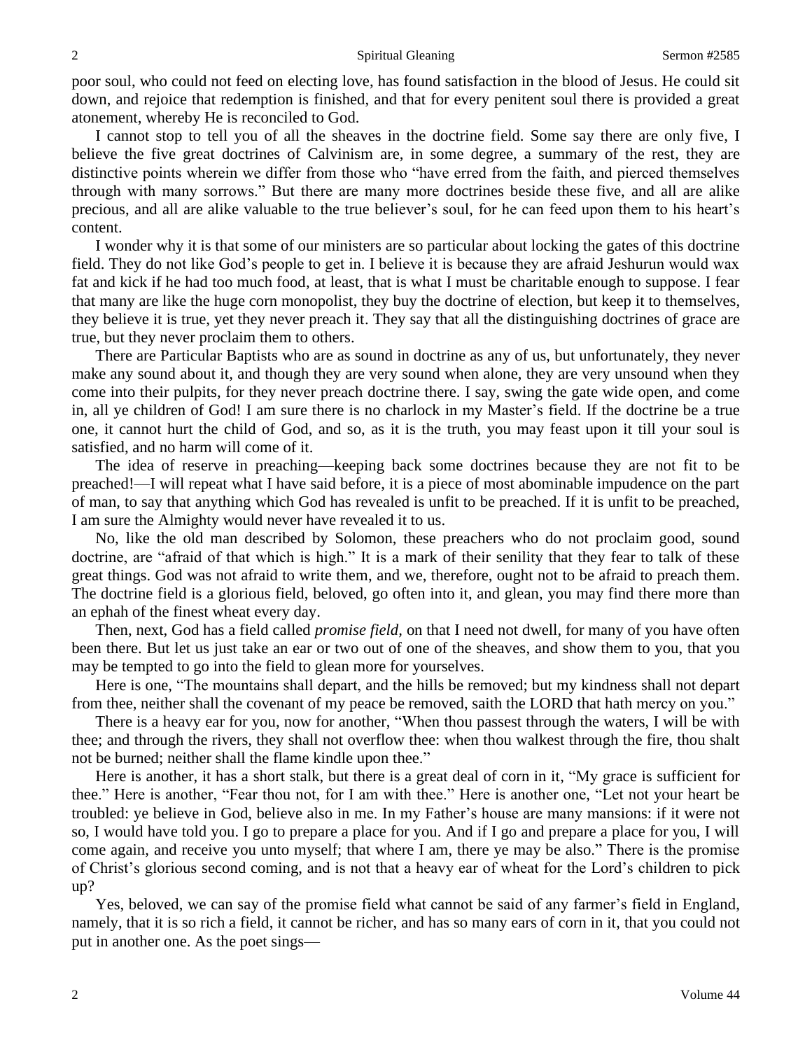poor soul, who could not feed on electing love, has found satisfaction in the blood of Jesus. He could sit down, and rejoice that redemption is finished, and that for every penitent soul there is provided a great atonement, whereby He is reconciled to God.

I cannot stop to tell you of all the sheaves in the doctrine field. Some say there are only five, I believe the five great doctrines of Calvinism are, in some degree, a summary of the rest, they are distinctive points wherein we differ from those who "have erred from the faith, and pierced themselves through with many sorrows." But there are many more doctrines beside these five, and all are alike precious, and all are alike valuable to the true believer's soul, for he can feed upon them to his heart's content.

I wonder why it is that some of our ministers are so particular about locking the gates of this doctrine field. They do not like God's people to get in. I believe it is because they are afraid Jeshurun would wax fat and kick if he had too much food, at least, that is what I must be charitable enough to suppose. I fear that many are like the huge corn monopolist, they buy the doctrine of election, but keep it to themselves, they believe it is true, yet they never preach it. They say that all the distinguishing doctrines of grace are true, but they never proclaim them to others.

There are Particular Baptists who are as sound in doctrine as any of us, but unfortunately, they never make any sound about it, and though they are very sound when alone, they are very unsound when they come into their pulpits, for they never preach doctrine there. I say, swing the gate wide open, and come in, all ye children of God! I am sure there is no charlock in my Master's field. If the doctrine be a true one, it cannot hurt the child of God, and so, as it is the truth, you may feast upon it till your soul is satisfied, and no harm will come of it.

The idea of reserve in preaching—keeping back some doctrines because they are not fit to be preached!—I will repeat what I have said before, it is a piece of most abominable impudence on the part of man, to say that anything which God has revealed is unfit to be preached. If it is unfit to be preached, I am sure the Almighty would never have revealed it to us.

No, like the old man described by Solomon, these preachers who do not proclaim good, sound doctrine, are "afraid of that which is high." It is a mark of their senility that they fear to talk of these great things. God was not afraid to write them, and we, therefore, ought not to be afraid to preach them. The doctrine field is a glorious field, beloved, go often into it, and glean, you may find there more than an ephah of the finest wheat every day.

Then, next, God has a field called *promise field*, on that I need not dwell, for many of you have often been there. But let us just take an ear or two out of one of the sheaves, and show them to you, that you may be tempted to go into the field to glean more for yourselves.

Here is one, "The mountains shall depart, and the hills be removed; but my kindness shall not depart from thee, neither shall the covenant of my peace be removed, saith the LORD that hath mercy on you."

There is a heavy ear for you, now for another, "When thou passest through the waters, I will be with thee; and through the rivers, they shall not overflow thee: when thou walkest through the fire, thou shalt not be burned; neither shall the flame kindle upon thee."

Here is another, it has a short stalk, but there is a great deal of corn in it, "My grace is sufficient for thee." Here is another, "Fear thou not, for I am with thee." Here is another one, "Let not your heart be troubled: ye believe in God, believe also in me. In my Father's house are many mansions: if it were not so, I would have told you. I go to prepare a place for you. And if I go and prepare a place for you, I will come again, and receive you unto myself; that where I am, there ye may be also." There is the promise of Christ's glorious second coming, and is not that a heavy ear of wheat for the Lord's children to pick up?

Yes, beloved, we can say of the promise field what cannot be said of any farmer's field in England, namely, that it is so rich a field, it cannot be richer, and has so many ears of corn in it, that you could not put in another one. As the poet sings—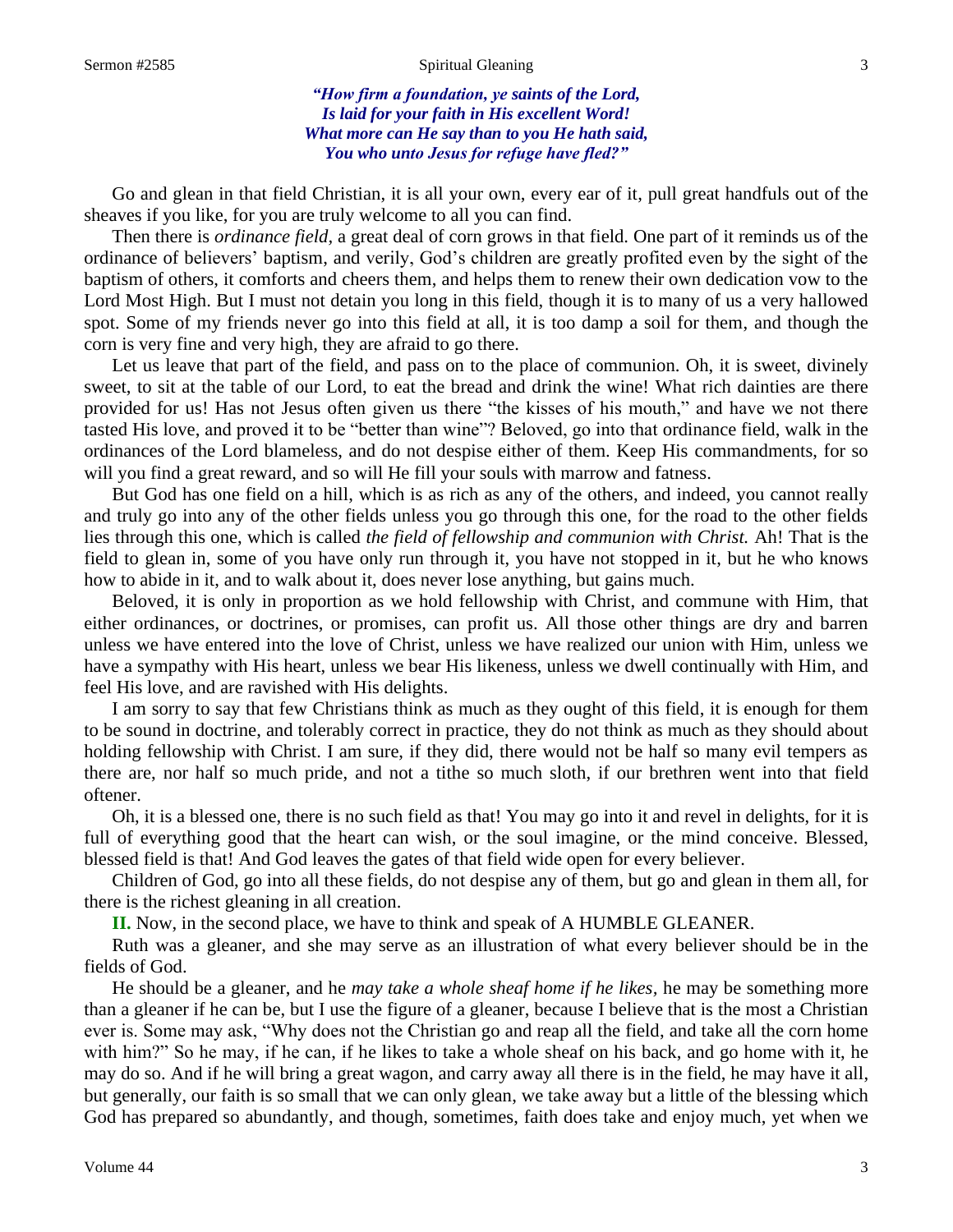*"How firm a foundation, ye saints of the Lord,*
*Is laid for your faith in His excellent Word!*
*What more can He say than to you He hath said,*
*You who unto Jesus for refuge have fled?"*

Go and glean in that field Christian, it is all your own, every ear of it, pull great handfuls out of the sheaves if you like, for you are truly welcome to all you can find.

Then there is *ordinance field*, a great deal of corn grows in that field. One part of it reminds us of the ordinance of believers' baptism, and verily, God's children are greatly profited even by the sight of the baptism of others, it comforts and cheers them, and helps them to renew their own dedication vow to the Lord Most High. But I must not detain you long in this field, though it is to many of us a very hallowed spot. Some of my friends never go into this field at all, it is too damp a soil for them, and though the corn is very fine and very high, they are afraid to go there.

Let us leave that part of the field, and pass on to the place of communion. Oh, it is sweet, divinely sweet, to sit at the table of our Lord, to eat the bread and drink the wine! What rich dainties are there provided for us! Has not Jesus often given us there "the kisses of his mouth," and have we not there tasted His love, and proved it to be "better than wine"? Beloved, go into that ordinance field, walk in the ordinances of the Lord blameless, and do not despise either of them. Keep His commandments, for so will you find a great reward, and so will He fill your souls with marrow and fatness.

But God has one field on a hill, which is as rich as any of the others, and indeed, you cannot really and truly go into any of the other fields unless you go through this one, for the road to the other fields lies through this one, which is called *the field of fellowship and communion with Christ.* Ah! That is the field to glean in, some of you have only run through it, you have not stopped in it, but he who knows how to abide in it, and to walk about it, does never lose anything, but gains much.

Beloved, it is only in proportion as we hold fellowship with Christ, and commune with Him, that either ordinances, or doctrines, or promises, can profit us. All those other things are dry and barren unless we have entered into the love of Christ, unless we have realized our union with Him, unless we have a sympathy with His heart, unless we bear His likeness, unless we dwell continually with Him, and feel His love, and are ravished with His delights.

I am sorry to say that few Christians think as much as they ought of this field, it is enough for them to be sound in doctrine, and tolerably correct in practice, they do not think as much as they should about holding fellowship with Christ. I am sure, if they did, there would not be half so many evil tempers as there are, nor half so much pride, and not a tithe so much sloth, if our brethren went into that field oftener.

Oh, it is a blessed one, there is no such field as that! You may go into it and revel in delights, for it is full of everything good that the heart can wish, or the soul imagine, or the mind conceive. Blessed, blessed field is that! And God leaves the gates of that field wide open for every believer.

Children of God, go into all these fields, do not despise any of them, but go and glean in them all, for there is the richest gleaning in all creation.

**II.** Now, in the second place, we have to think and speak of A HUMBLE GLEANER.

Ruth was a gleaner, and she may serve as an illustration of what every believer should be in the fields of God.

He should be a gleaner, and he *may take a whole sheaf home if he likes,* he may be something more than a gleaner if he can be, but I use the figure of a gleaner, because I believe that is the most a Christian ever is. Some may ask, "Why does not the Christian go and reap all the field, and take all the corn home with him?" So he may, if he can, if he likes to take a whole sheaf on his back, and go home with it, he may do so. And if he will bring a great wagon, and carry away all there is in the field, he may have it all, but generally, our faith is so small that we can only glean, we take away but a little of the blessing which God has prepared so abundantly, and though, sometimes, faith does take and enjoy much, yet when we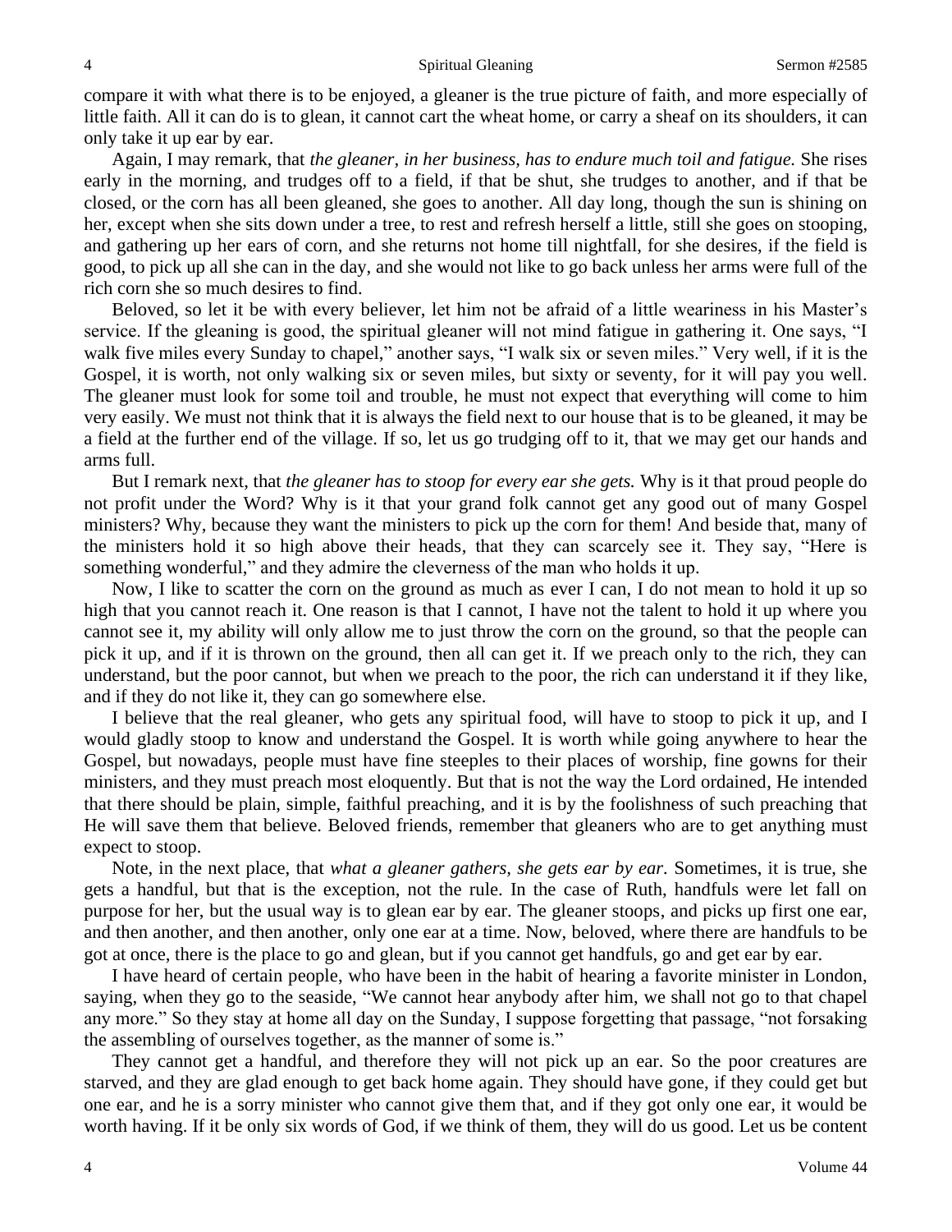compare it with what there is to be enjoyed, a gleaner is the true picture of faith, and more especially of little faith. All it can do is to glean, it cannot cart the wheat home, or carry a sheaf on its shoulders, it can only take it up ear by ear.

Again, I may remark, that *the gleaner, in her business, has to endure much toil and fatigue.* She rises early in the morning, and trudges off to a field, if that be shut, she trudges to another, and if that be closed, or the corn has all been gleaned, she goes to another. All day long, though the sun is shining on her, except when she sits down under a tree, to rest and refresh herself a little, still she goes on stooping, and gathering up her ears of corn, and she returns not home till nightfall, for she desires, if the field is good, to pick up all she can in the day, and she would not like to go back unless her arms were full of the rich corn she so much desires to find.

Beloved, so let it be with every believer, let him not be afraid of a little weariness in his Master's service. If the gleaning is good, the spiritual gleaner will not mind fatigue in gathering it. One says, "I walk five miles every Sunday to chapel," another says, "I walk six or seven miles." Very well, if it is the Gospel, it is worth, not only walking six or seven miles, but sixty or seventy, for it will pay you well. The gleaner must look for some toil and trouble, he must not expect that everything will come to him very easily. We must not think that it is always the field next to our house that is to be gleaned, it may be a field at the further end of the village. If so, let us go trudging off to it, that we may get our hands and arms full.

But I remark next, that *the gleaner has to stoop for every ear she gets.* Why is it that proud people do not profit under the Word? Why is it that your grand folk cannot get any good out of many Gospel ministers? Why, because they want the ministers to pick up the corn for them! And beside that, many of the ministers hold it so high above their heads, that they can scarcely see it. They say, "Here is something wonderful," and they admire the cleverness of the man who holds it up.

Now, I like to scatter the corn on the ground as much as ever I can, I do not mean to hold it up so high that you cannot reach it. One reason is that I cannot, I have not the talent to hold it up where you cannot see it, my ability will only allow me to just throw the corn on the ground, so that the people can pick it up, and if it is thrown on the ground, then all can get it. If we preach only to the rich, they can understand, but the poor cannot, but when we preach to the poor, the rich can understand it if they like, and if they do not like it, they can go somewhere else.

I believe that the real gleaner, who gets any spiritual food, will have to stoop to pick it up, and I would gladly stoop to know and understand the Gospel. It is worth while going anywhere to hear the Gospel, but nowadays, people must have fine steeples to their places of worship, fine gowns for their ministers, and they must preach most eloquently. But that is not the way the Lord ordained, He intended that there should be plain, simple, faithful preaching, and it is by the foolishness of such preaching that He will save them that believe. Beloved friends, remember that gleaners who are to get anything must expect to stoop.

Note, in the next place, that *what a gleaner gathers, she gets ear by ear.* Sometimes, it is true, she gets a handful, but that is the exception, not the rule. In the case of Ruth, handfuls were let fall on purpose for her, but the usual way is to glean ear by ear. The gleaner stoops, and picks up first one ear, and then another, and then another, only one ear at a time. Now, beloved, where there are handfuls to be got at once, there is the place to go and glean, but if you cannot get handfuls, go and get ear by ear.

I have heard of certain people, who have been in the habit of hearing a favorite minister in London, saying, when they go to the seaside, "We cannot hear anybody after him, we shall not go to that chapel any more." So they stay at home all day on the Sunday, I suppose forgetting that passage, "not forsaking the assembling of ourselves together, as the manner of some is."

They cannot get a handful, and therefore they will not pick up an ear. So the poor creatures are starved, and they are glad enough to get back home again. They should have gone, if they could get but one ear, and he is a sorry minister who cannot give them that, and if they got only one ear, it would be worth having. If it be only six words of God, if we think of them, they will do us good. Let us be content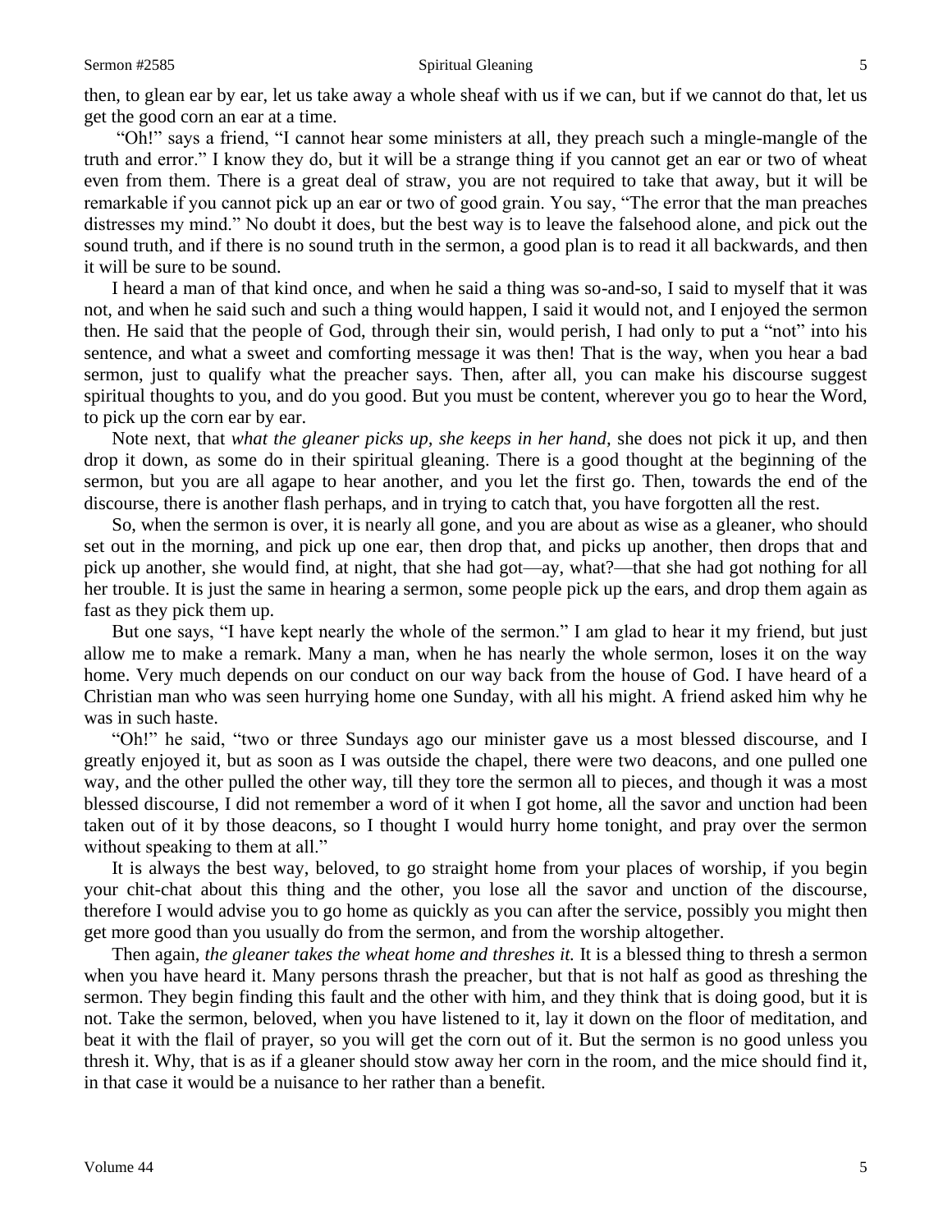then, to glean ear by ear, let us take away a whole sheaf with us if we can, but if we cannot do that, let us get the good corn an ear at a time.

"Oh!" says a friend, "I cannot hear some ministers at all, they preach such a mingle-mangle of the truth and error." I know they do, but it will be a strange thing if you cannot get an ear or two of wheat even from them. There is a great deal of straw, you are not required to take that away, but it will be remarkable if you cannot pick up an ear or two of good grain. You say, "The error that the man preaches distresses my mind." No doubt it does, but the best way is to leave the falsehood alone, and pick out the sound truth, and if there is no sound truth in the sermon, a good plan is to read it all backwards, and then it will be sure to be sound.

I heard a man of that kind once, and when he said a thing was so-and-so, I said to myself that it was not, and when he said such and such a thing would happen, I said it would not, and I enjoyed the sermon then. He said that the people of God, through their sin, would perish, I had only to put a "not" into his sentence, and what a sweet and comforting message it was then! That is the way, when you hear a bad sermon, just to qualify what the preacher says. Then, after all, you can make his discourse suggest spiritual thoughts to you, and do you good. But you must be content, wherever you go to hear the Word, to pick up the corn ear by ear.

Note next, that *what the gleaner picks up, she keeps in her hand*, she does not pick it up, and then drop it down, as some do in their spiritual gleaning. There is a good thought at the beginning of the sermon, but you are all agape to hear another, and you let the first go. Then, towards the end of the discourse, there is another flash perhaps, and in trying to catch that, you have forgotten all the rest.

So, when the sermon is over, it is nearly all gone, and you are about as wise as a gleaner, who should set out in the morning, and pick up one ear, then drop that, and picks up another, then drops that and pick up another, she would find, at night, that she had got—ay, what?—that she had got nothing for all her trouble. It is just the same in hearing a sermon, some people pick up the ears, and drop them again as fast as they pick them up.

But one says, "I have kept nearly the whole of the sermon." I am glad to hear it my friend, but just allow me to make a remark. Many a man, when he has nearly the whole sermon, loses it on the way home. Very much depends on our conduct on our way back from the house of God. I have heard of a Christian man who was seen hurrying home one Sunday, with all his might. A friend asked him why he was in such haste.

"Oh!" he said, "two or three Sundays ago our minister gave us a most blessed discourse, and I greatly enjoyed it, but as soon as I was outside the chapel, there were two deacons, and one pulled one way, and the other pulled the other way, till they tore the sermon all to pieces, and though it was a most blessed discourse, I did not remember a word of it when I got home, all the savor and unction had been taken out of it by those deacons, so I thought I would hurry home tonight, and pray over the sermon without speaking to them at all."

It is always the best way, beloved, to go straight home from your places of worship, if you begin your chit-chat about this thing and the other, you lose all the savor and unction of the discourse, therefore I would advise you to go home as quickly as you can after the service, possibly you might then get more good than you usually do from the sermon, and from the worship altogether.

Then again, *the gleaner takes the wheat home and threshes it.* It is a blessed thing to thresh a sermon when you have heard it. Many persons thrash the preacher, but that is not half as good as threshing the sermon. They begin finding this fault and the other with him, and they think that is doing good, but it is not. Take the sermon, beloved, when you have listened to it, lay it down on the floor of meditation, and beat it with the flail of prayer, so you will get the corn out of it. But the sermon is no good unless you thresh it. Why, that is as if a gleaner should stow away her corn in the room, and the mice should find it, in that case it would be a nuisance to her rather than a benefit.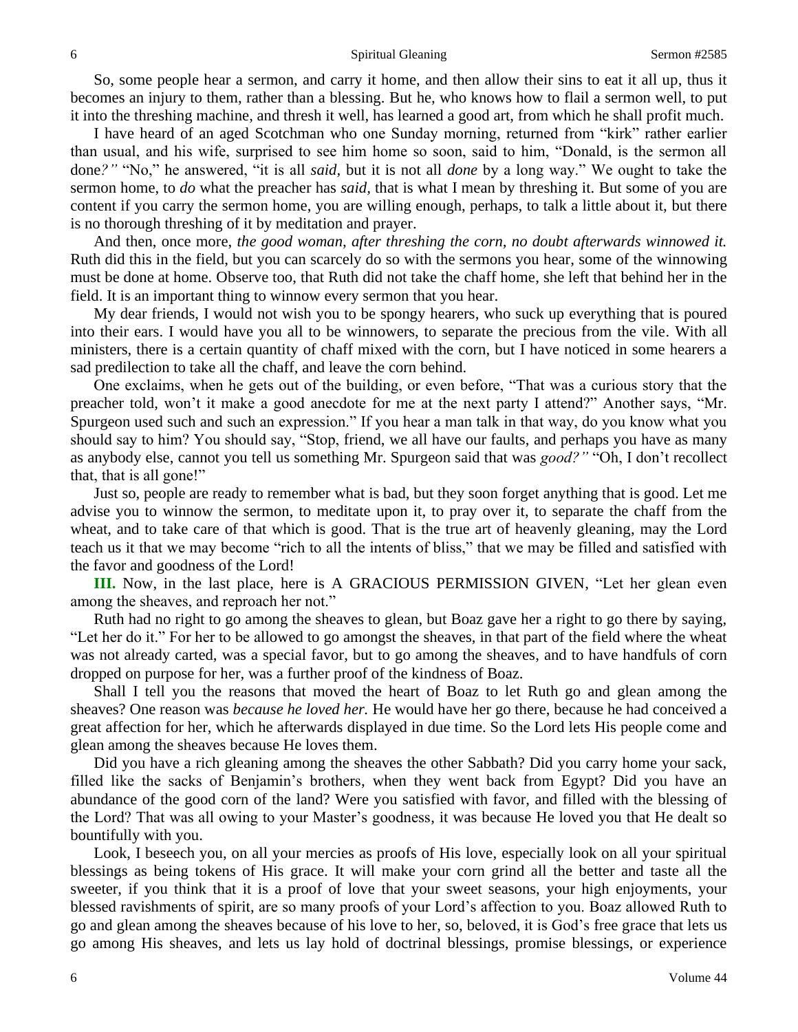So, some people hear a sermon, and carry it home, and then allow their sins to eat it all up, thus it becomes an injury to them, rather than a blessing. But he, who knows how to flail a sermon well, to put it into the threshing machine, and thresh it well, has learned a good art, from which he shall profit much.

I have heard of an aged Scotchman who one Sunday morning, returned from "kirk" rather earlier than usual, and his wife, surprised to see him home so soon, said to him, "Donald, is the sermon all done*?"* "No," he answered, "it is all *said*, but it is not all *done* by a long way." We ought to take the sermon home, to *do* what the preacher has *said,* that is what I mean by threshing it. But some of you are content if you carry the sermon home, you are willing enough, perhaps, to talk a little about it, but there is no thorough threshing of it by meditation and prayer.

And then, once more, *the good woman, after threshing the corn, no doubt afterwards winnowed it.* Ruth did this in the field, but you can scarcely do so with the sermons you hear, some of the winnowing must be done at home. Observe too, that Ruth did not take the chaff home, she left that behind her in the field. It is an important thing to winnow every sermon that you hear.

My dear friends, I would not wish you to be spongy hearers, who suck up everything that is poured into their ears. I would have you all to be winnowers, to separate the precious from the vile. With all ministers, there is a certain quantity of chaff mixed with the corn, but I have noticed in some hearers a sad predilection to take all the chaff, and leave the corn behind.

One exclaims, when he gets out of the building, or even before, "That was a curious story that the preacher told, won't it make a good anecdote for me at the next party I attend?" Another says, "Mr. Spurgeon used such and such an expression." If you hear a man talk in that way, do you know what you should say to him? You should say, "Stop, friend, we all have our faults, and perhaps you have as many as anybody else, cannot you tell us something Mr. Spurgeon said that was *good?"* "Oh, I don't recollect that, that is all gone!"

Just so, people are ready to remember what is bad, but they soon forget anything that is good. Let me advise you to winnow the sermon, to meditate upon it, to pray over it, to separate the chaff from the wheat, and to take care of that which is good. That is the true art of heavenly gleaning, may the Lord teach us it that we may become "rich to all the intents of bliss," that we may be filled and satisfied with the favor and goodness of the Lord!

**III.** Now, in the last place, here is A GRACIOUS PERMISSION GIVEN, "Let her glean even among the sheaves, and reproach her not."

Ruth had no right to go among the sheaves to glean, but Boaz gave her a right to go there by saying, "Let her do it." For her to be allowed to go amongst the sheaves, in that part of the field where the wheat was not already carted, was a special favor, but to go among the sheaves, and to have handfuls of corn dropped on purpose for her, was a further proof of the kindness of Boaz.

Shall I tell you the reasons that moved the heart of Boaz to let Ruth go and glean among the sheaves? One reason was *because he loved her.* He would have her go there, because he had conceived a great affection for her, which he afterwards displayed in due time. So the Lord lets His people come and glean among the sheaves because He loves them.

Did you have a rich gleaning among the sheaves the other Sabbath? Did you carry home your sack, filled like the sacks of Benjamin's brothers, when they went back from Egypt? Did you have an abundance of the good corn of the land? Were you satisfied with favor, and filled with the blessing of the Lord? That was all owing to your Master's goodness, it was because He loved you that He dealt so bountifully with you.

Look, I beseech you, on all your mercies as proofs of His love, especially look on all your spiritual blessings as being tokens of His grace. It will make your corn grind all the better and taste all the sweeter, if you think that it is a proof of love that your sweet seasons, your high enjoyments, your blessed ravishments of spirit, are so many proofs of your Lord's affection to you. Boaz allowed Ruth to go and glean among the sheaves because of his love to her, so, beloved, it is God's free grace that lets us go among His sheaves, and lets us lay hold of doctrinal blessings, promise blessings, or experience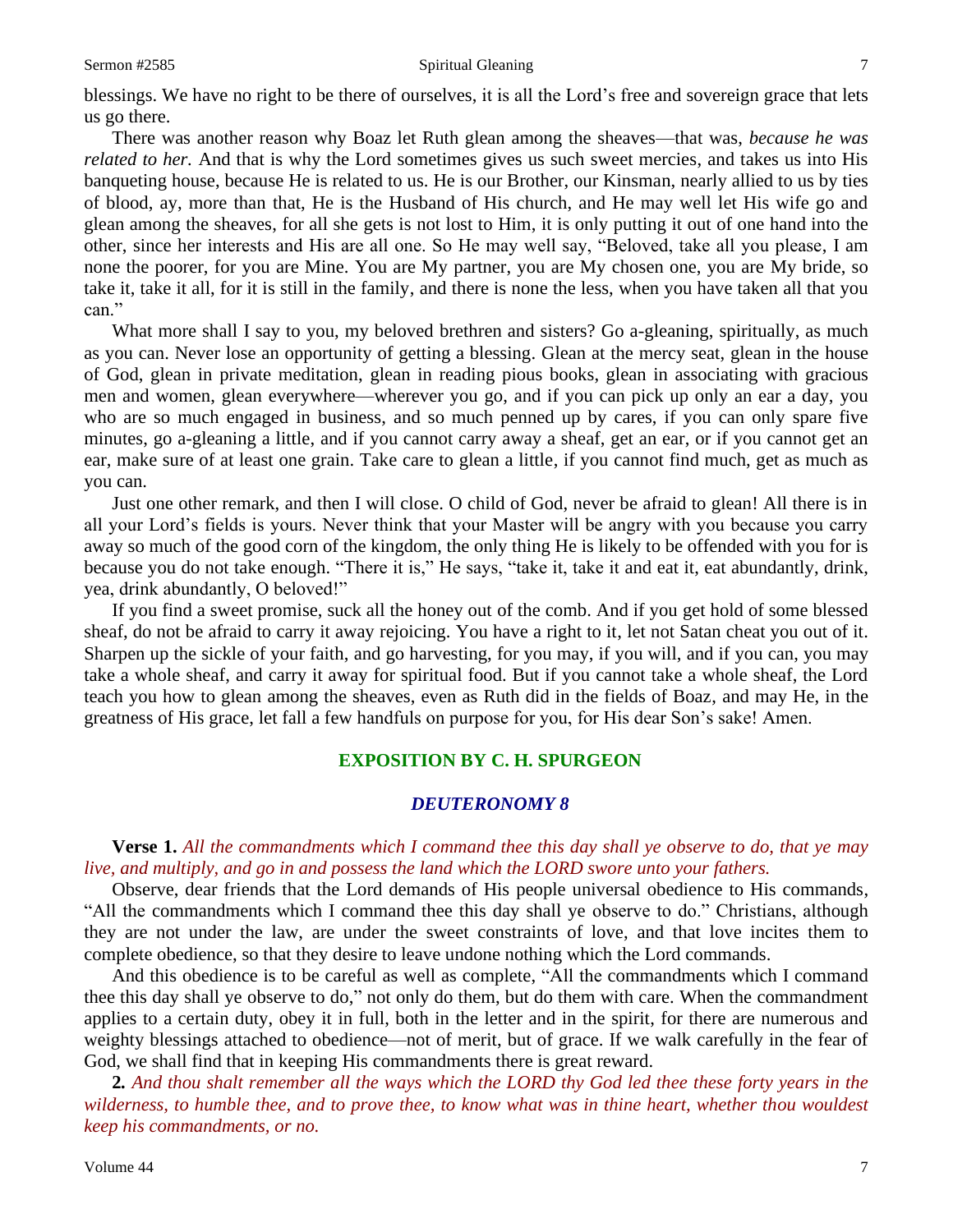blessings. We have no right to be there of ourselves, it is all the Lord's free and sovereign grace that lets us go there.

There was another reason why Boaz let Ruth glean among the sheaves—that was, *because he was related to her.* And that is why the Lord sometimes gives us such sweet mercies, and takes us into His banqueting house, because He is related to us. He is our Brother, our Kinsman, nearly allied to us by ties of blood, ay, more than that, He is the Husband of His church, and He may well let His wife go and glean among the sheaves, for all she gets is not lost to Him, it is only putting it out of one hand into the other, since her interests and His are all one. So He may well say, "Beloved, take all you please, I am none the poorer, for you are Mine. You are My partner, you are My chosen one, you are My bride, so take it, take it all, for it is still in the family, and there is none the less, when you have taken all that you can."

What more shall I say to you, my beloved brethren and sisters? Go a-gleaning, spiritually, as much as you can. Never lose an opportunity of getting a blessing. Glean at the mercy seat, glean in the house of God, glean in private meditation, glean in reading pious books, glean in associating with gracious men and women, glean everywhere—wherever you go, and if you can pick up only an ear a day, you who are so much engaged in business, and so much penned up by cares, if you can only spare five minutes, go a-gleaning a little, and if you cannot carry away a sheaf, get an ear, or if you cannot get an ear, make sure of at least one grain. Take care to glean a little, if you cannot find much, get as much as you can.

Just one other remark, and then I will close. O child of God, never be afraid to glean! All there is in all your Lord's fields is yours. Never think that your Master will be angry with you because you carry away so much of the good corn of the kingdom, the only thing He is likely to be offended with you for is because you do not take enough. "There it is," He says, "take it, take it and eat it, eat abundantly, drink, yea, drink abundantly, O beloved!"

If you find a sweet promise, suck all the honey out of the comb. And if you get hold of some blessed sheaf, do not be afraid to carry it away rejoicing. You have a right to it, let not Satan cheat you out of it. Sharpen up the sickle of your faith, and go harvesting, for you may, if you will, and if you can, you may take a whole sheaf, and carry it away for spiritual food. But if you cannot take a whole sheaf, the Lord teach you how to glean among the sheaves, even as Ruth did in the fields of Boaz, and may He, in the greatness of His grace, let fall a few handfuls on purpose for you, for His dear Son's sake! Amen.

## EXPOSITION BY C. H. SPURGEON

### *DEUTERONOMY 8*

**Verse 1.** *All the commandments which I command thee this day shall ye observe to do, that ye may live, and multiply, and go in and possess the land which the LORD swore unto your fathers.*

Observe, dear friends that the Lord demands of His people universal obedience to His commands, "All the commandments which I command thee this day shall ye observe to do." Christians, although they are not under the law, are under the sweet constraints of love, and that love incites them to complete obedience, so that they desire to leave undone nothing which the Lord commands.

And this obedience is to be careful as well as complete, "All the commandments which I command thee this day shall ye observe to do," not only do them, but do them with care. When the commandment applies to a certain duty, obey it in full, both in the letter and in the spirit, for there are numerous and weighty blessings attached to obedience—not of merit, but of grace. If we walk carefully in the fear of God, we shall find that in keeping His commandments there is great reward.

**2.** *And thou shalt remember all the ways which the LORD thy God led thee these forty years in the wilderness, to humble thee, and to prove thee, to know what was in thine heart, whether thou wouldest keep his commandments, or no.*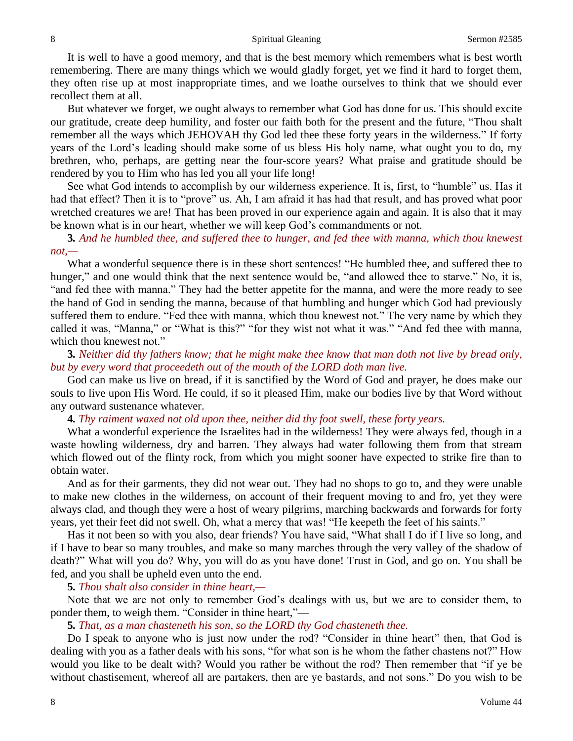It is well to have a good memory, and that is the best memory which remembers what is best worth remembering. There are many things which we would gladly forget, yet we find it hard to forget them, they often rise up at most inappropriate times, and we loathe ourselves to think that we should ever recollect them at all.

But whatever we forget, we ought always to remember what God has done for us. This should excite our gratitude, create deep humility, and foster our faith both for the present and the future, "Thou shalt remember all the ways which JEHOVAH thy God led thee these forty years in the wilderness." If forty years of the Lord's leading should make some of us bless His holy name, what ought you to do, my brethren, who, perhaps, are getting near the four-score years? What praise and gratitude should be rendered by you to Him who has led you all your life long!

See what God intends to accomplish by our wilderness experience. It is, first, to "humble" us. Has it had that effect? Then it is to "prove" us. Ah, I am afraid it has had that result, and has proved what poor wretched creatures we are! That has been proved in our experience again and again. It is also that it may be known what is in our heart, whether we will keep God's commandments or not.

**3.** *And he humbled thee, and suffered thee to hunger, and fed thee with manna, which thou knewest not,—*

What a wonderful sequence there is in these short sentences! "He humbled thee, and suffered thee to hunger," and one would think that the next sentence would be, "and allowed thee to starve." No, it is, "and fed thee with manna." They had the better appetite for the manna, and were the more ready to see the hand of God in sending the manna, because of that humbling and hunger which God had previously suffered them to endure. "Fed thee with manna, which thou knewest not." The very name by which they called it was, "Manna," or "What is this?" "for they wist not what it was." "And fed thee with manna, which thou knewest not."

**3.** *Neither did thy fathers know; that he might make thee know that man doth not live by bread only, but by every word that proceedeth out of the mouth of the LORD doth man live.*

God can make us live on bread, if it is sanctified by the Word of God and prayer, he does make our souls to live upon His Word. He could, if so it pleased Him, make our bodies live by that Word without any outward sustenance whatever.

**4.** *Thy raiment waxed not old upon thee, neither did thy foot swell, these forty years.*

What a wonderful experience the Israelites had in the wilderness! They were always fed, though in a waste howling wilderness, dry and barren. They always had water following them from that stream which flowed out of the flinty rock, from which you might sooner have expected to strike fire than to obtain water.

And as for their garments, they did not wear out. They had no shops to go to, and they were unable to make new clothes in the wilderness, on account of their frequent moving to and fro, yet they were always clad, and though they were a host of weary pilgrims, marching backwards and forwards for forty years, yet their feet did not swell. Oh, what a mercy that was! "He keepeth the feet of his saints."

Has it not been so with you also, dear friends? You have said, "What shall I do if I live so long, and if I have to bear so many troubles, and make so many marches through the very valley of the shadow of death?" What will you do? Why, you will do as you have done! Trust in God, and go on. You shall be fed, and you shall be upheld even unto the end.

**5.** *Thou shalt also consider in thine heart,—*

Note that we are not only to remember God's dealings with us, but we are to consider them, to ponder them, to weigh them. "Consider in thine heart,"—

**5.** *That, as a man chasteneth his son, so the LORD thy God chasteneth thee.*

Do I speak to anyone who is just now under the rod? "Consider in thine heart" then, that God is dealing with you as a father deals with his sons, "for what son is he whom the father chastens not?" How would you like to be dealt with? Would you rather be without the rod? Then remember that "if ye be without chastisement, whereof all are partakers, then are ye bastards, and not sons." Do you wish to be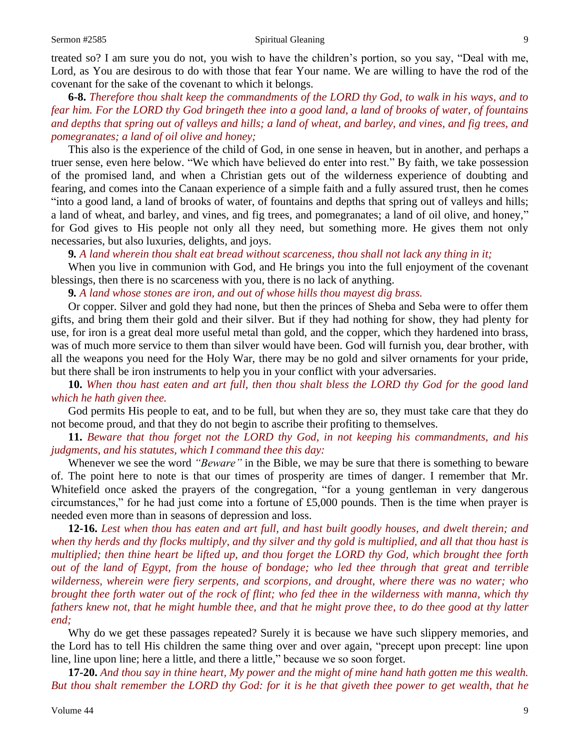treated so? I am sure you do not, you wish to have the children's portion, so you say, "Deal with me, Lord, as You are desirous to do with those that fear Your name. We are willing to have the rod of the covenant for the sake of the covenant to which it belongs.

**6-8.** *Therefore thou shalt keep the commandments of the LORD thy God, to walk in his ways, and to fear him. For the LORD thy God bringeth thee into a good land, a land of brooks of water, of fountains and depths that spring out of valleys and hills; a land of wheat, and barley, and vines, and fig trees, and pomegranates; a land of oil olive and honey;*

This also is the experience of the child of God, in one sense in heaven, but in another, and perhaps a truer sense, even here below. "We which have believed do enter into rest." By faith, we take possession of the promised land, and when a Christian gets out of the wilderness experience of doubting and fearing, and comes into the Canaan experience of a simple faith and a fully assured trust, then he comes "into a good land, a land of brooks of water, of fountains and depths that spring out of valleys and hills; a land of wheat, and barley, and vines, and fig trees, and pomegranates; a land of oil olive, and honey," for God gives to His people not only all they need, but something more. He gives them not only necessaries, but also luxuries, delights, and joys.

**9.** *A land wherein thou shalt eat bread without scarceness, thou shall not lack any thing in it;*

When you live in communion with God, and He brings you into the full enjoyment of the covenant blessings, then there is no scarceness with you, there is no lack of anything.

**9.** *A land whose stones are iron, and out of whose hills thou mayest dig brass.*

Or copper. Silver and gold they had none, but then the princes of Sheba and Seba were to offer them gifts, and bring them their gold and their silver. But if they had nothing for show, they had plenty for use, for iron is a great deal more useful metal than gold, and the copper, which they hardened into brass, was of much more service to them than silver would have been. God will furnish you, dear brother, with all the weapons you need for the Holy War, there may be no gold and silver ornaments for your pride, but there shall be iron instruments to help you in your conflict with your adversaries.

**10.** *When thou hast eaten and art full, then thou shalt bless the LORD thy God for the good land which he hath given thee.*

God permits His people to eat, and to be full, but when they are so, they must take care that they do not become proud, and that they do not begin to ascribe their profiting to themselves.

**11.** *Beware that thou forget not the LORD thy God, in not keeping his commandments, and his judgments, and his statutes, which I command thee this day:*

Whenever we see the word *"Beware"* in the Bible, we may be sure that there is something to beware of. The point here to note is that our times of prosperity are times of danger. I remember that Mr. Whitefield once asked the prayers of the congregation, "for a young gentleman in very dangerous circumstances," for he had just come into a fortune of £5,000 pounds. Then is the time when prayer is needed even more than in seasons of depression and loss.

**12-16.** *Lest when thou has eaten and art full, and hast built goodly houses, and dwelt therein; and when thy herds and thy flocks multiply, and thy silver and thy gold is multiplied, and all that thou hast is multiplied; then thine heart be lifted up, and thou forget the LORD thy God, which brought thee forth out of the land of Egypt, from the house of bondage; who led thee through that great and terrible wilderness, wherein were fiery serpents, and scorpions, and drought, where there was no water; who brought thee forth water out of the rock of flint; who fed thee in the wilderness with manna, which thy fathers knew not, that he might humble thee, and that he might prove thee, to do thee good at thy latter end;*

Why do we get these passages repeated? Surely it is because we have such slippery memories, and the Lord has to tell His children the same thing over and over again, "precept upon precept: line upon line, line upon line; here a little, and there a little," because we so soon forget.

**17-20.** *And thou say in thine heart, My power and the might of mine hand hath gotten me this wealth. But thou shalt remember the LORD thy God: for it is he that giveth thee power to get wealth, that he*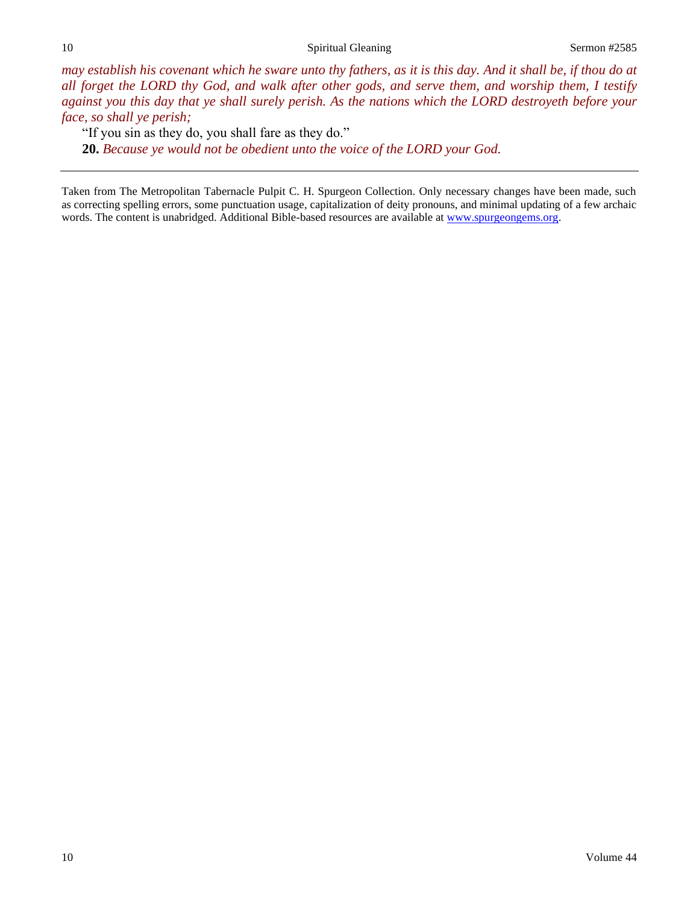*may establish his covenant which he sware unto thy fathers, as it is this day. And it shall be, if thou do at all forget the LORD thy God, and walk after other gods, and serve them, and worship them, I testify against you this day that ye shall surely perish. As the nations which the LORD destroyeth before your face, so shall ye perish;*

"If you sin as they do, you shall fare as they do."

**20.** *Because ye would not be obedient unto the voice of the LORD your God.*

---

Taken from The Metropolitan Tabernacle Pulpit C. H. Spurgeon Collection. Only necessary changes have been made, such as correcting spelling errors, some punctuation usage, capitalization of deity pronouns, and minimal updating of a few archaic words. The content is unabridged. Additional Bible-based resources are available at [www.spurgeongems.org](http://www.spurgeongems.org).